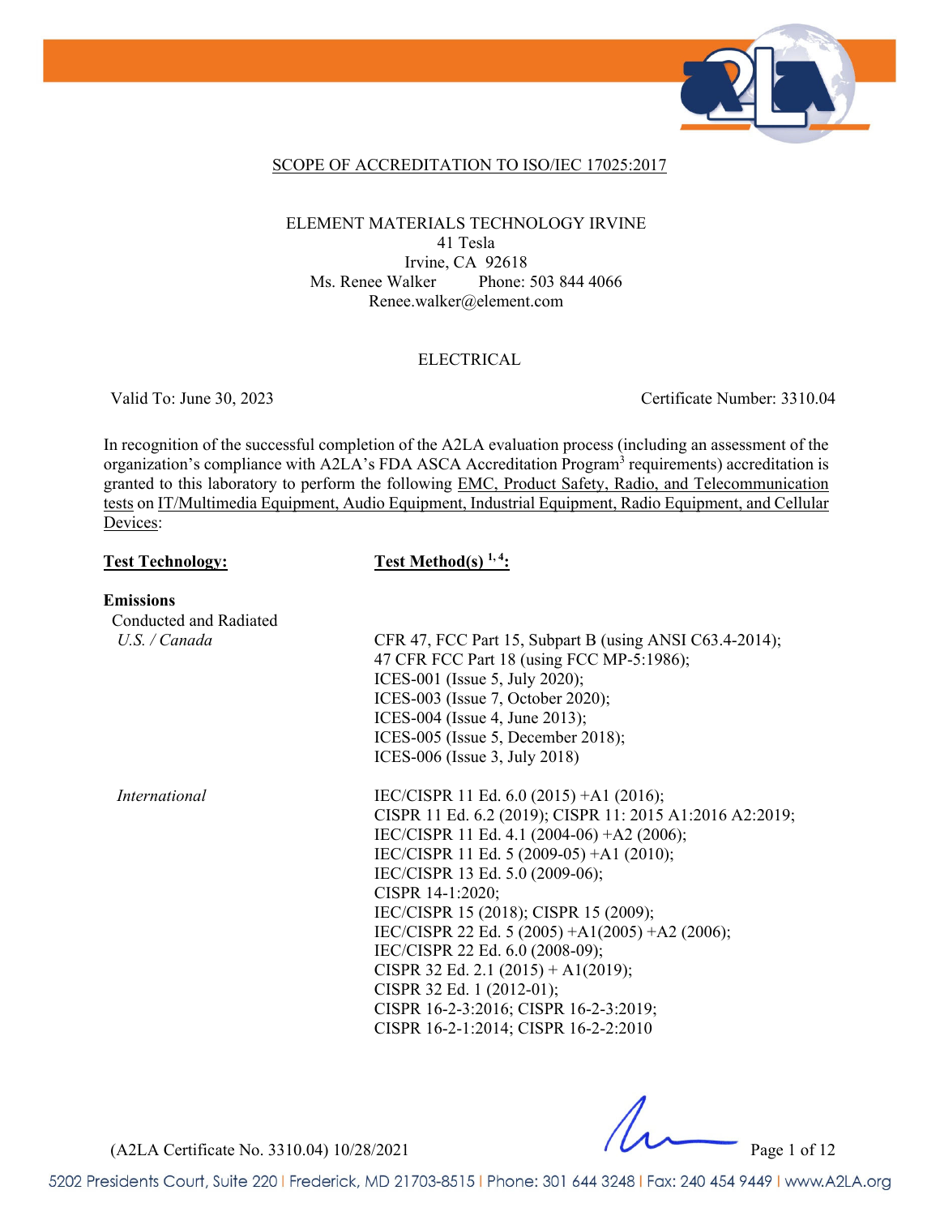## SCOPE OF ACCREDITATION TO ISO/IEC 17025:2017

ELEMENT MATERIALS TECHNOLOGY IRVINE
41 Tesla
Irvine, CA 92618
Ms. Renee Walker Phone: 503 844 4066
Renee.walker@element.com

ELECTRICAL

Valid To: June 30, 2023 Certificate Number: 3310.04

In recognition of the successful completion of the A2LA evaluation process (including an assessment of the organization's compliance with A2LA's FDA ASCA Accreditation Program[3] requirements) accreditation is granted to this laboratory to perform the following EMC, Product Safety, Radio, and Telecommunication tests on IT/Multimedia Equipment, Audio Equipment, Industrial Equipment, Radio Equipment, and Cellular Devices:

| **Test Technology:** | **Test Method(s) [1, 4]:** |
|---|---|
| **Emissions** | |
| Conducted and Radiated | |
| *U.S. / Canada* | CFR 47, FCC Part 15, Subpart B (using ANSI C63.4-2014); 47 CFR FCC Part 18 (using FCC MP-5:1986); ICES-001 (Issue 5, July 2020); ICES-003 (Issue 7, October 2020); ICES-004 (Issue 4, June 2013); ICES-005 (Issue 5, December 2018); ICES-006 (Issue 3, July 2018) |
| *International* | IEC/CISPR 11 Ed. 6.0 (2015) +A1 (2016); CISPR 11 Ed. 6.2 (2019); CISPR 11: 2015 A1:2016 A2:2019; IEC/CISPR 11 Ed. 4.1 (2004-06) +A2 (2006); IEC/CISPR 11 Ed. 5 (2009-05) +A1 (2010); IEC/CISPR 13 Ed. 5.0 (2009-06); CISPR 14-1:2020; IEC/CISPR 15 (2018); CISPR 15 (2009); IEC/CISPR 22 Ed. 5 (2005) +A1(2005) +A2 (2006); IEC/CISPR 22 Ed. 6.0 (2008-09); CISPR 32 Ed. 2.1 (2015) + A1(2019); CISPR 32 Ed. 1 (2012-01); CISPR 16-2-3:2016; CISPR 16-2-3:2019; CISPR 16-2-1:2014; CISPR 16-2-2:2010 |

(A2LA Certificate No. 3310.04) 10/28/2021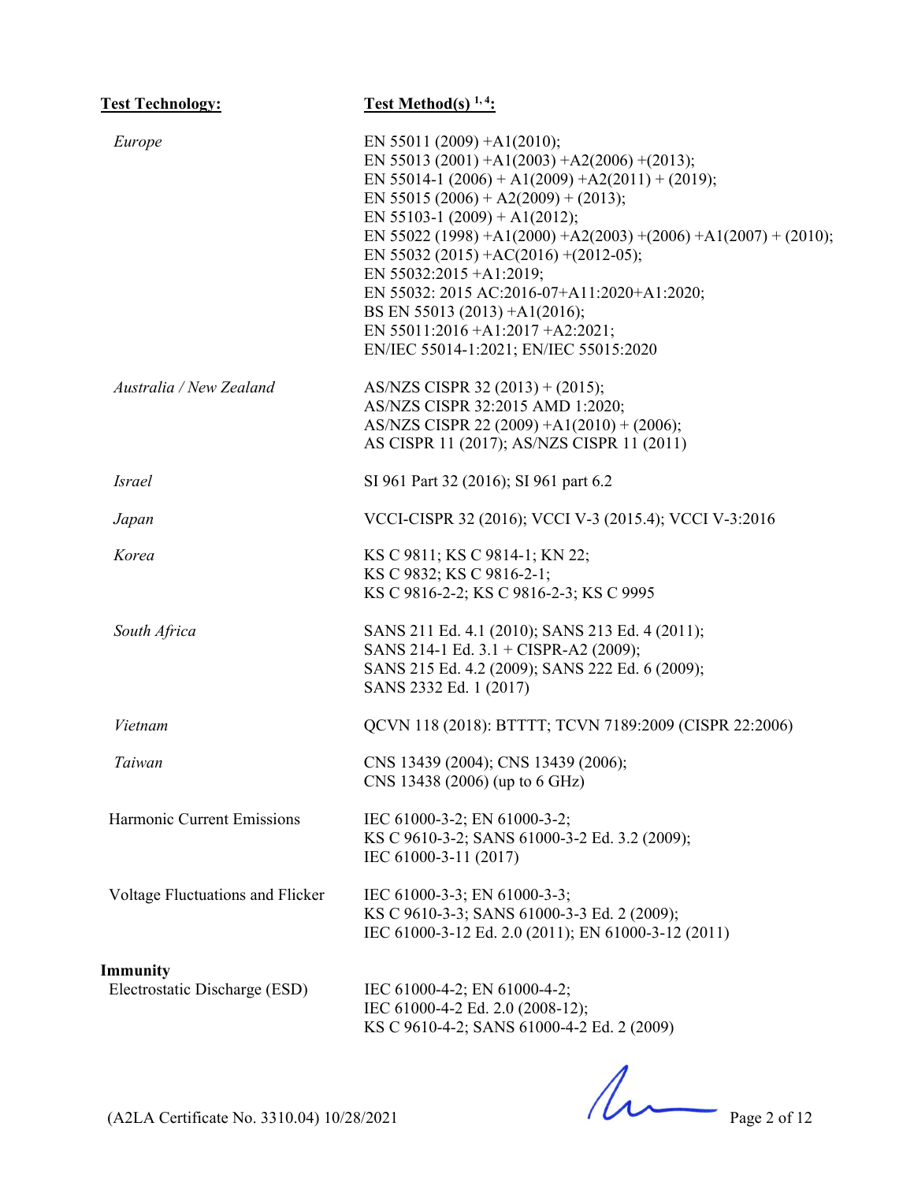| Test Technology: | Test Method(s) [1, 4]: |
|---|---|
| *Europe* | EN 55011 (2009) +A1(2010);<br>EN 55013 (2001) +A1(2003) +A2(2006) +(2013);<br>EN 55014-1 (2006) + A1(2009) +A2(2011) + (2019);<br>EN 55015 (2006) + A2(2009) + (2013);<br>EN 55103-1 (2009) + A1(2012);<br>EN 55022 (1998) +A1(2000) +A2(2003) +(2006) +A1(2007) + (2010);<br>EN 55032 (2015) +AC(2016) +(2012-05);<br>EN 55032:2015 +A1:2019;<br>EN 55032: 2015 AC:2016-07+A11:2020+A1:2020;<br>BS EN 55013 (2013) +A1(2016);<br>EN 55011:2016 +A1:2017 +A2:2021;<br>EN/IEC 55014-1:2021; EN/IEC 55015:2020 |
| *Australia / New Zealand* | AS/NZS CISPR 32 (2013) + (2015);<br>AS/NZS CISPR 32:2015 AMD 1:2020;<br>AS/NZS CISPR 22 (2009) +A1(2010) + (2006);<br>AS CISPR 11 (2017); AS/NZS CISPR 11 (2011) |
| *Israel* | SI 961 Part 32 (2016); SI 961 part 6.2 |
| *Japan* | VCCI-CISPR 32 (2016); VCCI V-3 (2015.4); VCCI V-3:2016 |
| *Korea* | KS C 9811; KS C 9814-1; KN 22;<br>KS C 9832; KS C 9816-2-1;<br>KS C 9816-2-2; KS C 9816-2-3; KS C 9995 |
| *South Africa* | SANS 211 Ed. 4.1 (2010); SANS 213 Ed. 4 (2011);<br>SANS 214-1 Ed. 3.1 + CISPR-A2 (2009);<br>SANS 215 Ed. 4.2 (2009); SANS 222 Ed. 6 (2009);<br>SANS 2332 Ed. 1 (2017) |
| *Vietnam* | QCVN 118 (2018): BTTTT; TCVN 7189:2009 (CISPR 22:2006) |
| *Taiwan* | CNS 13439 (2004); CNS 13439 (2006);<br>CNS 13438 (2006) (up to 6 GHz) |
| Harmonic Current Emissions | IEC 61000-3-2; EN 61000-3-2;<br>KS C 9610-3-2; SANS 61000-3-2 Ed. 3.2 (2009);<br>IEC 61000-3-11 (2017) |
| Voltage Fluctuations and Flicker | IEC 61000-3-3; EN 61000-3-3;<br>KS C 9610-3-3; SANS 61000-3-3 Ed. 2 (2009);<br>IEC 61000-3-12 Ed. 2.0 (2011); EN 61000-3-12 (2011) |
| **Immunity** | |
| Electrostatic Discharge (ESD) | IEC 61000-4-2; EN 61000-4-2;<br>IEC 61000-4-2 Ed. 2.0 (2008-12);<br>KS C 9610-4-2; SANS 61000-4-2 Ed. 2 (2009) |

(A2LA Certificate No. 3310.04) 10/28/2021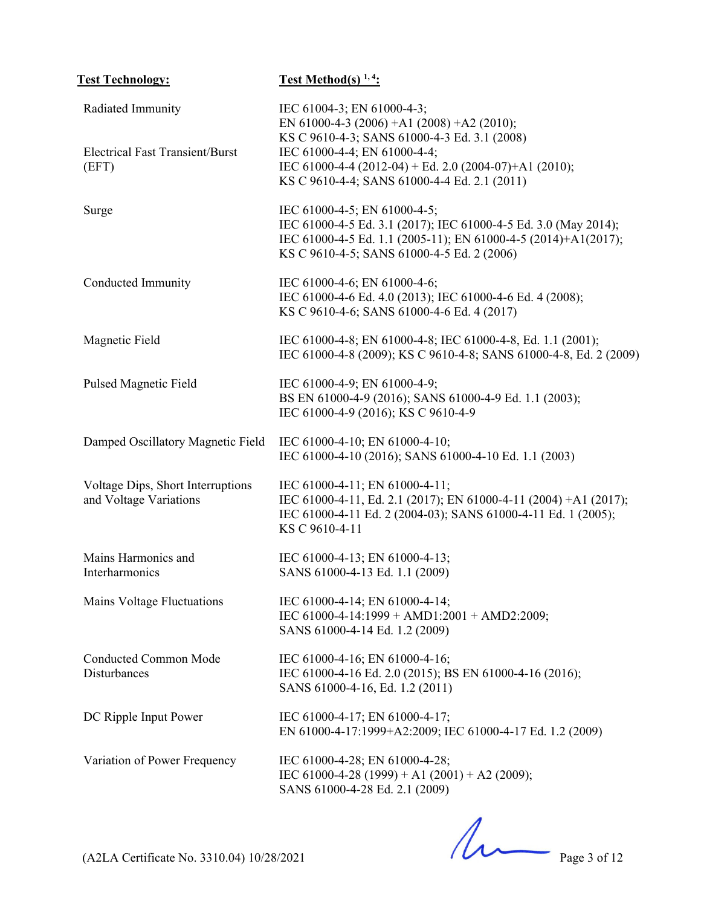| Test Technology: | Test Method(s) [1, 4]: |
| --- | --- |
| Radiated Immunity | IEC 61004-3; EN 61000-4-3; EN 61000-4-3 (2006) +A1 (2008) +A2 (2010); KS C 9610-4-3; SANS 61000-4-3 Ed. 3.1 (2008) |
| Electrical Fast Transient/Burst (EFT) | IEC 61000-4-4; EN 61000-4-4; IEC 61000-4-4 (2012-04) + Ed. 2.0 (2004-07)+A1 (2010); KS C 9610-4-4; SANS 61000-4-4 Ed. 2.1 (2011) |
| Surge | IEC 61000-4-5; EN 61000-4-5; IEC 61000-4-5 Ed. 3.1 (2017); IEC 61000-4-5 Ed. 3.0 (May 2014); IEC 61000-4-5 Ed. 1.1 (2005-11); EN 61000-4-5 (2014)+A1(2017); KS C 9610-4-5; SANS 61000-4-5 Ed. 2 (2006) |
| Conducted Immunity | IEC 61000-4-6; EN 61000-4-6; IEC 61000-4-6 Ed. 4.0 (2013); IEC 61000-4-6 Ed. 4 (2008); KS C 9610-4-6; SANS 61000-4-6 Ed. 4 (2017) |
| Magnetic Field | IEC 61000-4-8; EN 61000-4-8; IEC 61000-4-8, Ed. 1.1 (2001); IEC 61000-4-8 (2009); KS C 9610-4-8; SANS 61000-4-8, Ed. 2 (2009) |
| Pulsed Magnetic Field | IEC 61000-4-9; EN 61000-4-9; BS EN 61000-4-9 (2016); SANS 61000-4-9 Ed. 1.1 (2003); IEC 61000-4-9 (2016); KS C 9610-4-9 |
| Damped Oscillatory Magnetic Field | IEC 61000-4-10; EN 61000-4-10; IEC 61000-4-10 (2016); SANS 61000-4-10 Ed. 1.1 (2003) |
| Voltage Dips, Short Interruptions and Voltage Variations | IEC 61000-4-11; EN 61000-4-11; IEC 61000-4-11, Ed. 2.1 (2017); EN 61000-4-11 (2004) +A1 (2017); IEC 61000-4-11 Ed. 2 (2004-03); SANS 61000-4-11 Ed. 1 (2005); KS C 9610-4-11 |
| Mains Harmonics and Interharmonics | IEC 61000-4-13; EN 61000-4-13; SANS 61000-4-13 Ed. 1.1 (2009) |
| Mains Voltage Fluctuations | IEC 61000-4-14; EN 61000-4-14; IEC 61000-4-14:1999 + AMD1:2001 + AMD2:2009; SANS 61000-4-14 Ed. 1.2 (2009) |
| Conducted Common Mode Disturbances | IEC 61000-4-16; EN 61000-4-16; IEC 61000-4-16 Ed. 2.0 (2015); BS EN 61000-4-16 (2016); SANS 61000-4-16, Ed. 1.2 (2011) |
| DC Ripple Input Power | IEC 61000-4-17; EN 61000-4-17; EN 61000-4-17:1999+A2:2009; IEC 61000-4-17 Ed. 1.2 (2009) |
| Variation of Power Frequency | IEC 61000-4-28; EN 61000-4-28; IEC 61000-4-28 (1999) + A1 (2001) + A2 (2009); SANS 61000-4-28 Ed. 2.1 (2009) |

(A2LA Certificate No. 3310.04) 10/28/2021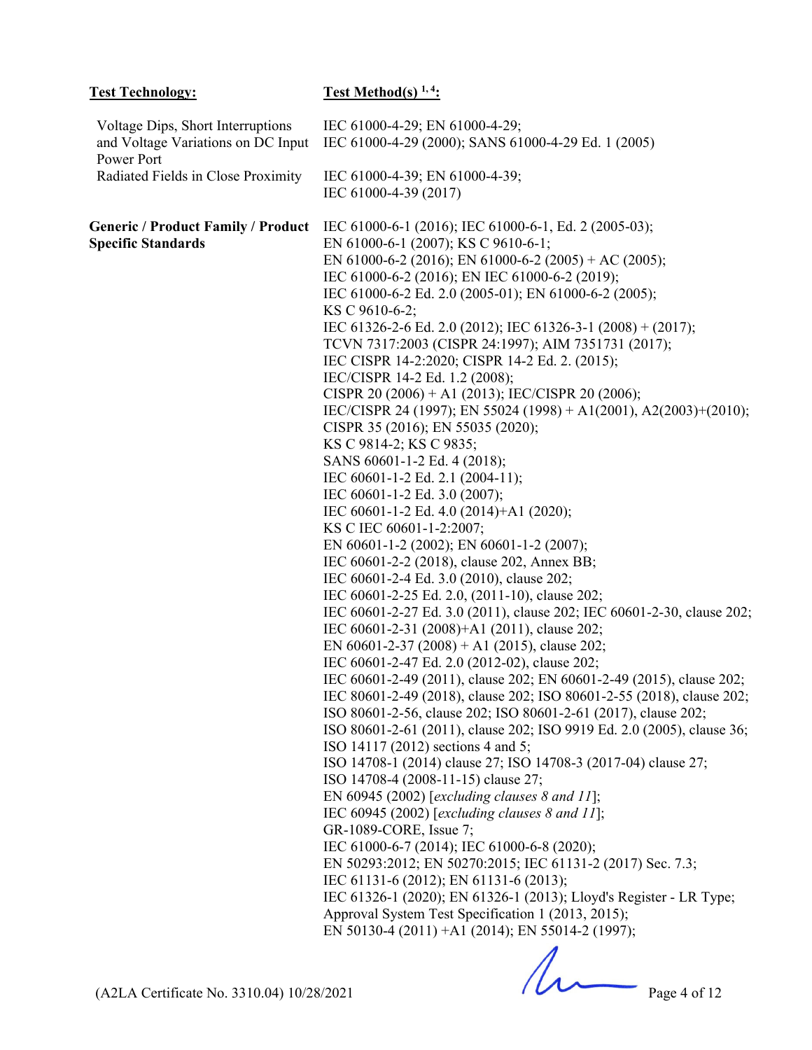| Test Technology: | Test Method(s) [1, 4]: |
|---|---|
| Voltage Dips, Short Interruptions and Voltage Variations on DC Input Power Port | IEC 61000-4-29; EN 61000-4-29; IEC 61000-4-29 (2000); SANS 61000-4-29 Ed. 1 (2005) |
| Radiated Fields in Close Proximity | IEC 61000-4-39; EN 61000-4-39; IEC 61000-4-39 (2017) |
| **Generic / Product Family / Product Specific Standards** | IEC 61000-6-1 (2016); IEC 61000-6-1, Ed. 2 (2005-03); EN 61000-6-1 (2007); KS C 9610-6-1; EN 61000-6-2 (2016); EN 61000-6-2 (2005) + AC (2005); IEC 61000-6-2 (2016); EN IEC 61000-6-2 (2019); IEC 61000-6-2 Ed. 2.0 (2005-01); EN 61000-6-2 (2005); KS C 9610-6-2; IEC 61326-2-6 Ed. 2.0 (2012); IEC 61326-3-1 (2008) + (2017); TCVN 7317:2003 (CISPR 24:1997); AIM 7351731 (2017); IEC CISPR 14-2:2020; CISPR 14-2 Ed. 2. (2015); IEC/CISPR 14-2 Ed. 1.2 (2008); CISPR 20 (2006) + A1 (2013); IEC/CISPR 20 (2006); IEC/CISPR 24 (1997); EN 55024 (1998) + A1(2001), A2(2003)+(2010); CISPR 35 (2016); EN 55035 (2020); KS C 9814-2; KS C 9835; SANS 60601-1-2 Ed. 4 (2018); IEC 60601-1-2 Ed. 2.1 (2004-11); IEC 60601-1-2 Ed. 3.0 (2007); IEC 60601-1-2 Ed. 4.0 (2014)+A1 (2020); KS C IEC 60601-1-2:2007; EN 60601-1-2 (2002); EN 60601-1-2 (2007); IEC 60601-2-2 (2018), clause 202, Annex BB; IEC 60601-2-4 Ed. 3.0 (2010), clause 202; IEC 60601-2-25 Ed. 2.0, (2011-10), clause 202; IEC 60601-2-27 Ed. 3.0 (2011), clause 202; IEC 60601-2-30, clause 202; IEC 60601-2-31 (2008)+A1 (2011), clause 202; EN 60601-2-37 (2008) + A1 (2015), clause 202; IEC 60601-2-47 Ed. 2.0 (2012-02), clause 202; IEC 60601-2-49 (2011), clause 202; EN 60601-2-49 (2015), clause 202; IEC 80601-2-49 (2018), clause 202; ISO 80601-2-55 (2018), clause 202; ISO 80601-2-56, clause 202; ISO 80601-2-61 (2017), clause 202; ISO 80601-2-61 (2011), clause 202; ISO 9919 Ed. 2.0 (2005), clause 36; ISO 14117 (2012) sections 4 and 5; ISO 14708-1 (2014) clause 27; ISO 14708-3 (2017-04) clause 27; ISO 14708-4 (2008-11-15) clause 27; EN 60945 (2002) [*excluding clauses 8 and 11*]; IEC 60945 (2002) [*excluding clauses 8 and 11*]; GR-1089-CORE, Issue 7; IEC 61000-6-7 (2014); IEC 61000-6-8 (2020); EN 50293:2012; EN 50270:2015; IEC 61131-2 (2017) Sec. 7.3; IEC 61131-6 (2012); EN 61131-6 (2013); IEC 61326-1 (2020); EN 61326-1 (2013); Lloyd's Register - LR Type; Approval System Test Specification 1 (2013, 2015); EN 50130-4 (2011) +A1 (2014); EN 55014-2 (1997); |

(A2LA Certificate No. 3310.04) 10/28/2021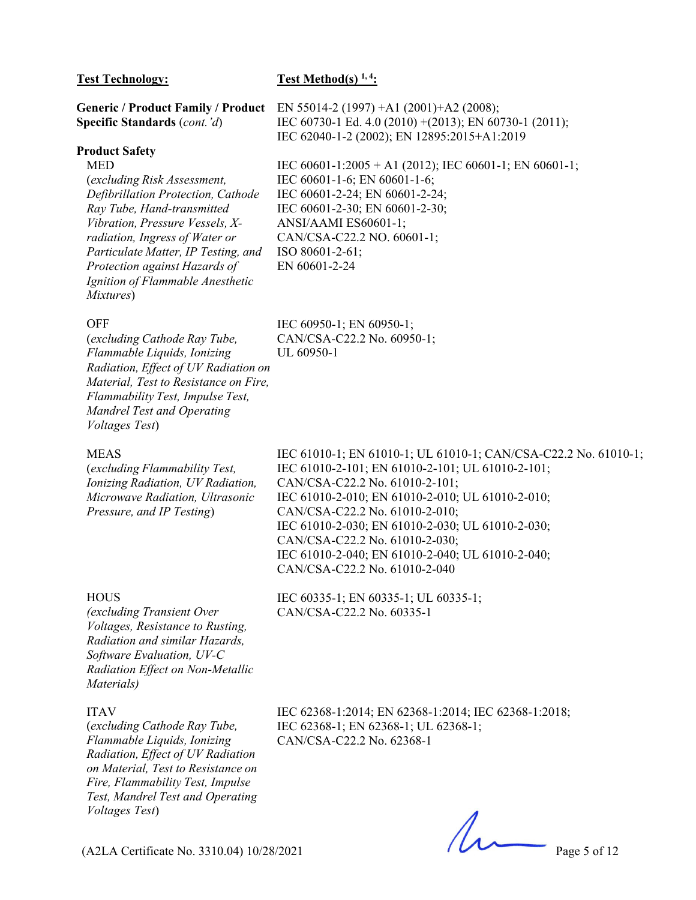| Test Technology: | Test Method(s) [1, 4]: |
| --- | --- |
| **Generic / Product Family / Product Specific Standards** (*cont.'d*) | EN 55014-2 (1997) +A1 (2001)+A2 (2008); IEC 60730-1 Ed. 4.0 (2010) +(2013); EN 60730-1 (2011); IEC 62040-1-2 (2002); EN 12895:2015+A1:2019 |
| **Product Safety** | |
| MED (*excluding Risk Assessment, Defibrillation Protection, Cathode Ray Tube, Hand-transmitted Vibration, Pressure Vessels, X-radiation, Ingress of Water or Particulate Matter, IP Testing, and Protection against Hazards of Ignition of Flammable Anesthetic Mixtures*) | IEC 60601-1:2005 + A1 (2012); IEC 60601-1; EN 60601-1; IEC 60601-1-6; EN 60601-1-6; IEC 60601-2-24; EN 60601-2-24; IEC 60601-2-30; EN 60601-2-30; ANSI/AAMI ES60601-1; CAN/CSA-C22.2 NO. 60601-1; ISO 80601-2-61; EN 60601-2-24 |
| OFF (*excluding Cathode Ray Tube, Flammable Liquids, Ionizing Radiation, Effect of UV Radiation on Material, Test to Resistance on Fire, Flammability Test, Impulse Test, Mandrel Test and Operating Voltages Test*) | IEC 60950-1; EN 60950-1; CAN/CSA-C22.2 No. 60950-1; UL 60950-1 |
| MEAS (*excluding Flammability Test, Ionizing Radiation, UV Radiation, Microwave Radiation, Ultrasonic Pressure, and IP Testing*) | IEC 61010-1; EN 61010-1; UL 61010-1; CAN/CSA-C22.2 No. 61010-1; IEC 61010-2-101; EN 61010-2-101; UL 61010-2-101; CAN/CSA-C22.2 No. 61010-2-101; IEC 61010-2-010; EN 61010-2-010; UL 61010-2-010; CAN/CSA-C22.2 No. 61010-2-010; IEC 61010-2-030; EN 61010-2-030; UL 61010-2-030; CAN/CSA-C22.2 No. 61010-2-030; IEC 61010-2-040; EN 61010-2-040; UL 61010-2-040; CAN/CSA-C22.2 No. 61010-2-040 |
| HOUS *(excluding Transient Over Voltages, Resistance to Rusting, Radiation and similar Hazards, Software Evaluation, UV-C Radiation Effect on Non-Metallic Materials)* | IEC 60335-1; EN 60335-1; UL 60335-1; CAN/CSA-C22.2 No. 60335-1 |
| ITAV (*excluding Cathode Ray Tube, Flammable Liquids, Ionizing Radiation, Effect of UV Radiation on Material, Test to Resistance on Fire, Flammability Test, Impulse Test, Mandrel Test and Operating Voltages Test*) | IEC 62368-1:2014; EN 62368-1:2014; IEC 62368-1:2018; IEC 62368-1; EN 62368-1; UL 62368-1; CAN/CSA-C22.2 No. 62368-1 |

(A2LA Certificate No. 3310.04) 10/28/2021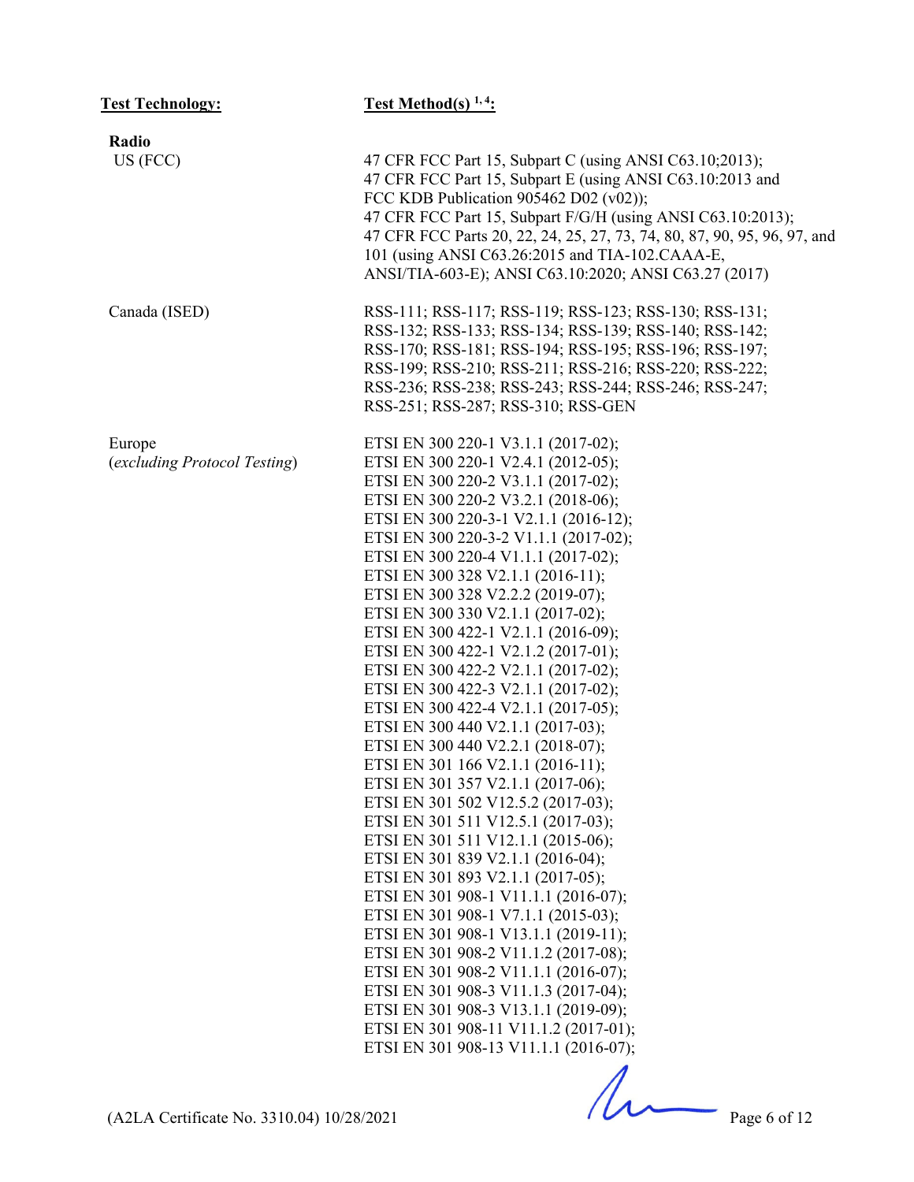| **Test Technology:** | **Test Method(s) [1, 4]:** |
| --- | --- |
| **Radio** | |
| US (FCC) | 47 CFR FCC Part 15, Subpart C (using ANSI C63.10;2013); 47 CFR FCC Part 15, Subpart E (using ANSI C63.10:2013 and FCC KDB Publication 905462 D02 (v02)); 47 CFR FCC Part 15, Subpart F/G/H (using ANSI C63.10:2013); 47 CFR FCC Parts 20, 22, 24, 25, 27, 73, 74, 80, 87, 90, 95, 96, 97, and 101 (using ANSI C63.26:2015 and TIA-102.CAAA-E, ANSI/TIA-603-E); ANSI C63.10:2020; ANSI C63.27 (2017) |
| Canada (ISED) | RSS-111; RSS-117; RSS-119; RSS-123; RSS-130; RSS-131; RSS-132; RSS-133; RSS-134; RSS-139; RSS-140; RSS-142; RSS-170; RSS-181; RSS-194; RSS-195; RSS-196; RSS-197; RSS-199; RSS-210; RSS-211; RSS-216; RSS-220; RSS-222; RSS-236; RSS-238; RSS-243; RSS-244; RSS-246; RSS-247; RSS-251; RSS-287; RSS-310; RSS-GEN |
| Europe (*excluding Protocol Testing*) | ETSI EN 300 220-1 V3.1.1 (2017-02); ETSI EN 300 220-1 V2.4.1 (2012-05); ETSI EN 300 220-2 V3.1.1 (2017-02); ETSI EN 300 220-2 V3.2.1 (2018-06); ETSI EN 300 220-3-1 V2.1.1 (2016-12); ETSI EN 300 220-3-2 V1.1.1 (2017-02); ETSI EN 300 220-4 V1.1.1 (2017-02); ETSI EN 300 328 V2.1.1 (2016-11); ETSI EN 300 328 V2.2.2 (2019-07); ETSI EN 300 330 V2.1.1 (2017-02); ETSI EN 300 422-1 V2.1.1 (2016-09); ETSI EN 300 422-1 V2.1.2 (2017-01); ETSI EN 300 422-2 V2.1.1 (2017-02); ETSI EN 300 422-3 V2.1.1 (2017-02); ETSI EN 300 422-4 V2.1.1 (2017-05); ETSI EN 300 440 V2.1.1 (2017-03); ETSI EN 300 440 V2.2.1 (2018-07); ETSI EN 301 166 V2.1.1 (2016-11); ETSI EN 301 357 V2.1.1 (2017-06); ETSI EN 301 502 V12.5.2 (2017-03); ETSI EN 301 511 V12.5.1 (2017-03); ETSI EN 301 511 V12.1.1 (2015-06); ETSI EN 301 839 V2.1.1 (2016-04); ETSI EN 301 893 V2.1.1 (2017-05); ETSI EN 301 908-1 V11.1.1 (2016-07); ETSI EN 301 908-1 V7.1.1 (2015-03); ETSI EN 301 908-1 V13.1.1 (2019-11); ETSI EN 301 908-2 V11.1.2 (2017-08); ETSI EN 301 908-2 V11.1.1 (2016-07); ETSI EN 301 908-3 V11.1.3 (2017-04); ETSI EN 301 908-3 V13.1.1 (2019-09); ETSI EN 301 908-11 V11.1.2 (2017-01); ETSI EN 301 908-13 V11.1.1 (2016-07); |

(A2LA Certificate No. 3310.04) 10/28/2021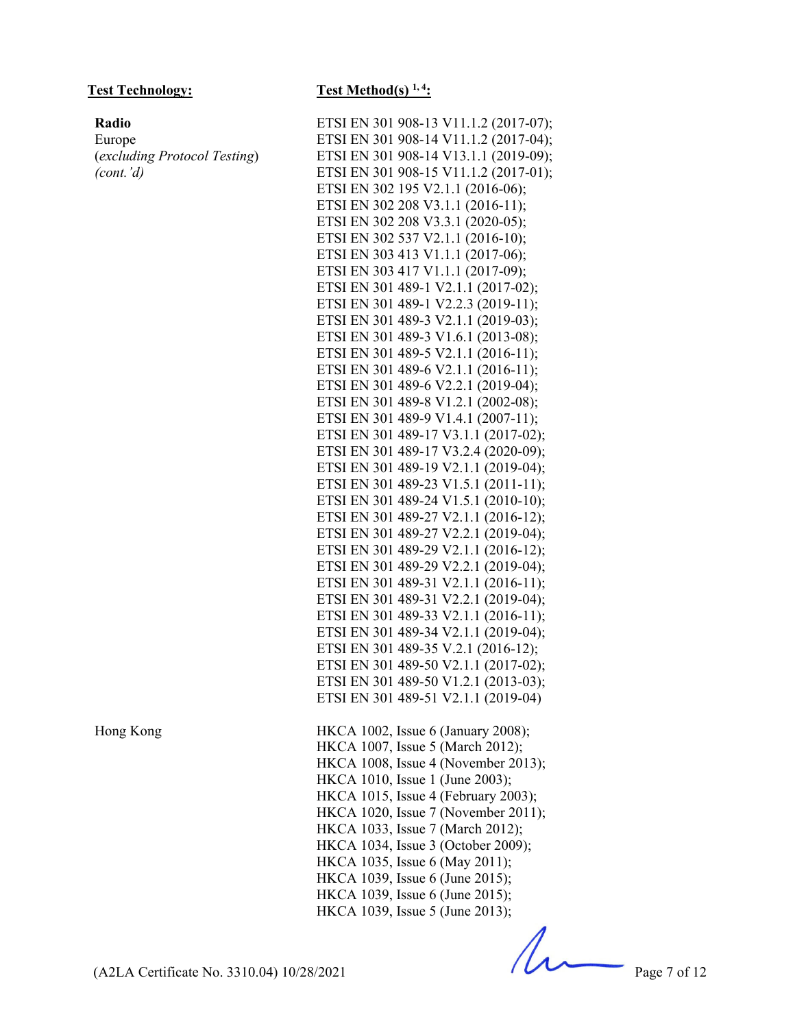| **Test Technology:** | **Test Method(s)** [1, 4]**:** |
|---|---|
| **Radio**<br>Europe<br>(*excluding Protocol Testing*)<br>*(cont.'d)* | ETSI EN 301 908-13 V11.1.2 (2017-07);<br>ETSI EN 301 908-14 V11.1.2 (2017-04);<br>ETSI EN 301 908-14 V13.1.1 (2019-09);<br>ETSI EN 301 908-15 V11.1.2 (2017-01);<br>ETSI EN 302 195 V2.1.1 (2016-06);<br>ETSI EN 302 208 V3.1.1 (2016-11);<br>ETSI EN 302 208 V3.3.1 (2020-05);<br>ETSI EN 302 537 V2.1.1 (2016-10);<br>ETSI EN 303 413 V1.1.1 (2017-06);<br>ETSI EN 303 417 V1.1.1 (2017-09);<br>ETSI EN 301 489-1 V2.1.1 (2017-02);<br>ETSI EN 301 489-1 V2.2.3 (2019-11);<br>ETSI EN 301 489-3 V2.1.1 (2019-03);<br>ETSI EN 301 489-3 V1.6.1 (2013-08);<br>ETSI EN 301 489-5 V2.1.1 (2016-11);<br>ETSI EN 301 489-6 V2.1.1 (2016-11);<br>ETSI EN 301 489-6 V2.2.1 (2019-04);<br>ETSI EN 301 489-8 V1.2.1 (2002-08);<br>ETSI EN 301 489-9 V1.4.1 (2007-11);<br>ETSI EN 301 489-17 V3.1.1 (2017-02);<br>ETSI EN 301 489-17 V3.2.4 (2020-09);<br>ETSI EN 301 489-19 V2.1.1 (2019-04);<br>ETSI EN 301 489-23 V1.5.1 (2011-11);<br>ETSI EN 301 489-24 V1.5.1 (2010-10);<br>ETSI EN 301 489-27 V2.1.1 (2016-12);<br>ETSI EN 301 489-27 V2.2.1 (2019-04);<br>ETSI EN 301 489-29 V2.1.1 (2016-12);<br>ETSI EN 301 489-29 V2.2.1 (2019-04);<br>ETSI EN 301 489-31 V2.1.1 (2016-11);<br>ETSI EN 301 489-31 V2.2.1 (2019-04);<br>ETSI EN 301 489-33 V2.1.1 (2016-11);<br>ETSI EN 301 489-34 V2.1.1 (2019-04);<br>ETSI EN 301 489-35 V.2.1 (2016-12);<br>ETSI EN 301 489-50 V2.1.1 (2017-02);<br>ETSI EN 301 489-50 V1.2.1 (2013-03);<br>ETSI EN 301 489-51 V2.1.1 (2019-04) |
| Hong Kong | HKCA 1002, Issue 6 (January 2008);<br>HKCA 1007, Issue 5 (March 2012);<br>HKCA 1008, Issue 4 (November 2013);<br>HKCA 1010, Issue 1 (June 2003);<br>HKCA 1015, Issue 4 (February 2003);<br>HKCA 1020, Issue 7 (November 2011);<br>HKCA 1033, Issue 7 (March 2012);<br>HKCA 1034, Issue 3 (October 2009);<br>HKCA 1035, Issue 6 (May 2011);<br>HKCA 1039, Issue 6 (June 2015);<br>HKCA 1039, Issue 6 (June 2015);<br>HKCA 1039, Issue 5 (June 2013); |

(A2LA Certificate No. 3310.04) 10/28/2021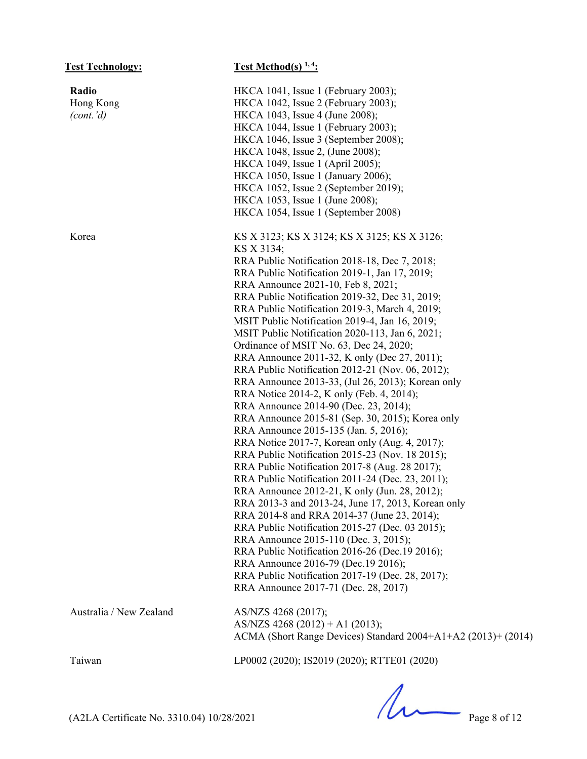| Test Technology: | Test Method(s) [1, 4]: |
|---|---|
| **Radio**<br>Hong Kong<br>*(cont.'d)* | HKCA 1041, Issue 1 (February 2003);<br>HKCA 1042, Issue 2 (February 2003);<br>HKCA 1043, Issue 4 (June 2008);<br>HKCA 1044, Issue 1 (February 2003);<br>HKCA 1046, Issue 3 (September 2008);<br>HKCA 1048, Issue 2, (June 2008);<br>HKCA 1049, Issue 1 (April 2005);<br>HKCA 1050, Issue 1 (January 2006);<br>HKCA 1052, Issue 2 (September 2019);<br>HKCA 1053, Issue 1 (June 2008);<br>HKCA 1054, Issue 1 (September 2008) |
| Korea | KS X 3123; KS X 3124; KS X 3125; KS X 3126;<br>KS X 3134;<br>RRA Public Notification 2018-18, Dec 7, 2018;<br>RRA Public Notification 2019-1, Jan 17, 2019;<br>RRA Announce 2021-10, Feb 8, 2021;<br>RRA Public Notification 2019-32, Dec 31, 2019;<br>RRA Public Notification 2019-3, March 4, 2019;<br>MSIT Public Notification 2019-4, Jan 16, 2019;<br>MSIT Public Notification 2020-113, Jan 6, 2021;<br>Ordinance of MSIT No. 63, Dec 24, 2020;<br>RRA Announce 2011-32, K only (Dec 27, 2011);<br>RRA Public Notification 2012-21 (Nov. 06, 2012);<br>RRA Announce 2013-33, (Jul 26, 2013); Korean only<br>RRA Notice 2014-2, K only (Feb. 4, 2014);<br>RRA Announce 2014-90 (Dec. 23, 2014);<br>RRA Announce 2015-81 (Sep. 30, 2015); Korea only<br>RRA Announce 2015-135 (Jan. 5, 2016);<br>RRA Notice 2017-7, Korean only (Aug. 4, 2017);<br>RRA Public Notification 2015-23 (Nov. 18 2015);<br>RRA Public Notification 2017-8 (Aug. 28 2017);<br>RRA Public Notification 2011-24 (Dec. 23, 2011);<br>RRA Announce 2012-21, K only (Jun. 28, 2012);<br>RRA 2013-3 and 2013-24, June 17, 2013, Korean only<br>RRA 2014-8 and RRA 2014-37 (June 23, 2014);<br>RRA Public Notification 2015-27 (Dec. 03 2015);<br>RRA Announce 2015-110 (Dec. 3, 2015);<br>RRA Public Notification 2016-26 (Dec.19 2016);<br>RRA Announce 2016-79 (Dec.19 2016);<br>RRA Public Notification 2017-19 (Dec. 28, 2017);<br>RRA Announce 2017-71 (Dec. 28, 2017) |
| Australia / New Zealand | AS/NZS 4268 (2017);<br>AS/NZS 4268 (2012) + A1 (2013);<br>ACMA (Short Range Devices) Standard 2004+A1+A2 (2013)+ (2014) |
| Taiwan | LP0002 (2020); IS2019 (2020); RTTE01 (2020) |

(A2LA Certificate No. 3310.04) 10/28/2021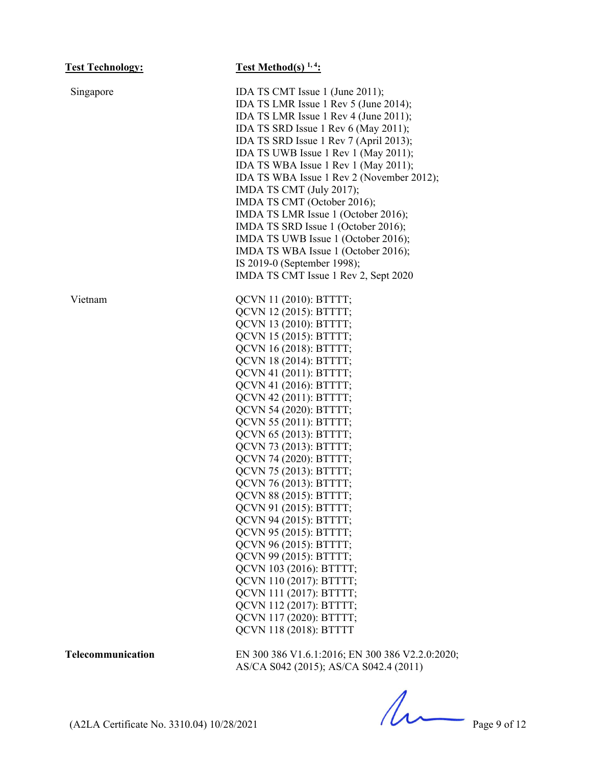| **Test Technology:** | **Test Method(s) [1, 4]:** |
|---|---|
| Singapore | IDA TS CMT Issue 1 (June 2011);<br>IDA TS LMR Issue 1 Rev 5 (June 2014);<br>IDA TS LMR Issue 1 Rev 4 (June 2011);<br>IDA TS SRD Issue 1 Rev 6 (May 2011);<br>IDA TS SRD Issue 1 Rev 7 (April 2013);<br>IDA TS UWB Issue 1 Rev 1 (May 2011);<br>IDA TS WBA Issue 1 Rev 1 (May 2011);<br>IDA TS WBA Issue 1 Rev 2 (November 2012);<br>IMDA TS CMT (July 2017);<br>IMDA TS CMT (October 2016);<br>IMDA TS LMR Issue 1 (October 2016);<br>IMDA TS SRD Issue 1 (October 2016);<br>IMDA TS UWB Issue 1 (October 2016);<br>IMDA TS WBA Issue 1 (October 2016);<br>IS 2019-0 (September 1998);<br>IMDA TS CMT Issue 1 Rev 2, Sept 2020 |
| Vietnam | QCVN 11 (2010): BTTTT;<br>QCVN 12 (2015): BTTTT;<br>QCVN 13 (2010): BTTTT;<br>QCVN 15 (2015): BTTTT;<br>QCVN 16 (2018): BTTTT;<br>QCVN 18 (2014): BTTTT;<br>QCVN 41 (2011): BTTTT;<br>QCVN 41 (2016): BTTTT;<br>QCVN 42 (2011): BTTTT;<br>QCVN 54 (2020): BTTTT;<br>QCVN 55 (2011): BTTTT;<br>QCVN 65 (2013): BTTTT;<br>QCVN 73 (2013): BTTTT;<br>QCVN 74 (2020): BTTTT;<br>QCVN 75 (2013): BTTTT;<br>QCVN 76 (2013): BTTTT;<br>QCVN 88 (2015): BTTTT;<br>QCVN 91 (2015): BTTTT;<br>QCVN 94 (2015): BTTTT;<br>QCVN 95 (2015): BTTTT;<br>QCVN 96 (2015): BTTTT;<br>QCVN 99 (2015): BTTTT;<br>QCVN 103 (2016): BTTTT;<br>QCVN 110 (2017): BTTTT;<br>QCVN 111 (2017): BTTTT;<br>QCVN 112 (2017): BTTTT;<br>QCVN 117 (2020): BTTTT;<br>QCVN 118 (2018): BTTTT |
| **Telecommunication** | EN 300 386 V1.6.1:2016; EN 300 386 V2.2.0:2020;<br>AS/CA S042 (2015); AS/CA S042.4 (2011) |

(A2LA Certificate No. 3310.04) 10/28/2021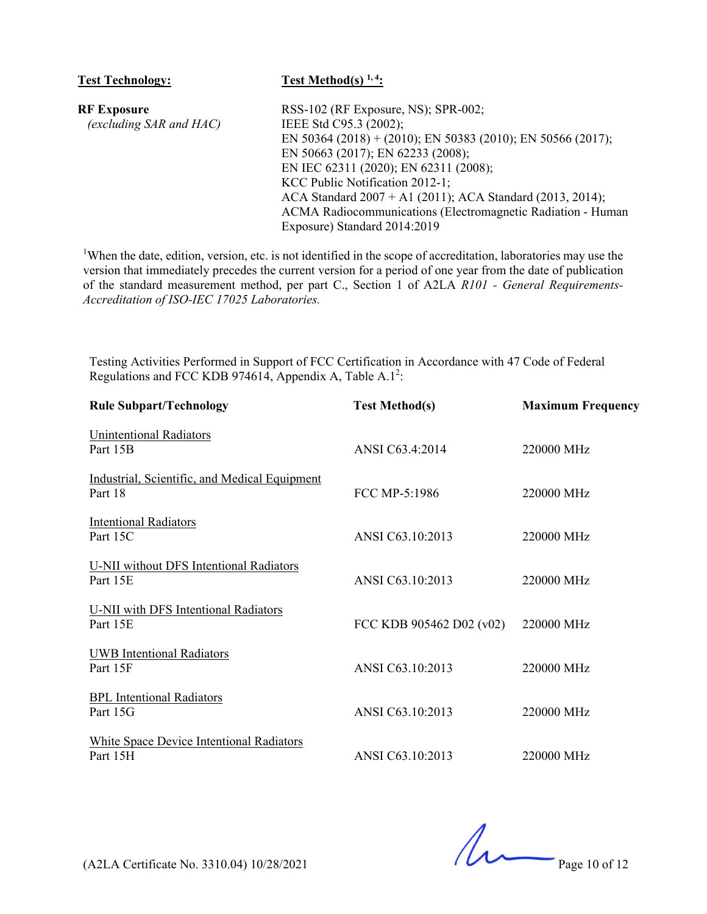| Test Technology: | Test Method(s) [1, 4]: |
|---|---|
| **RF Exposure** *(excluding SAR and HAC)* | RSS-102 (RF Exposure, NS); SPR-002; IEEE Std C95.3 (2002); EN 50364 (2018) + (2010); EN 50383 (2010); EN 50566 (2017); EN 50663 (2017); EN 62233 (2008); EN IEC 62311 (2020); EN 62311 (2008); KCC Public Notification 2012-1; ACA Standard 2007 + A1 (2011); ACA Standard (2013, 2014); ACMA Radiocommunications (Electromagnetic Radiation - Human Exposure) Standard 2014:2019 |

[1]When the date, edition, version, etc. is not identified in the scope of accreditation, laboratories may use the version that immediately precedes the current version for a period of one year from the date of publication of the standard measurement method, per part C., Section 1 of A2LA *R101 - General Requirements- Accreditation of ISO-IEC 17025 Laboratories.*

Testing Activities Performed in Support of FCC Certification in Accordance with 47 Code of Federal Regulations and FCC KDB 974614, Appendix A, Table A.1[2]:

| Rule Subpart/Technology | Test Method(s) | Maximum Frequency |
|---|---|---|
| Unintentional Radiators Part 15B | ANSI C63.4:2014 | 220000 MHz |
| Industrial, Scientific, and Medical Equipment Part 18 | FCC MP-5:1986 | 220000 MHz |
| Intentional Radiators Part 15C | ANSI C63.10:2013 | 220000 MHz |
| U-NII without DFS Intentional Radiators Part 15E | ANSI C63.10:2013 | 220000 MHz |
| U-NII with DFS Intentional Radiators Part 15E | FCC KDB 905462 D02 (v02) | 220000 MHz |
| UWB Intentional Radiators Part 15F | ANSI C63.10:2013 | 220000 MHz |
| BPL Intentional Radiators Part 15G | ANSI C63.10:2013 | 220000 MHz |
| White Space Device Intentional Radiators Part 15H | ANSI C63.10:2013 | 220000 MHz |

(A2LA Certificate No. 3310.04) 10/28/2021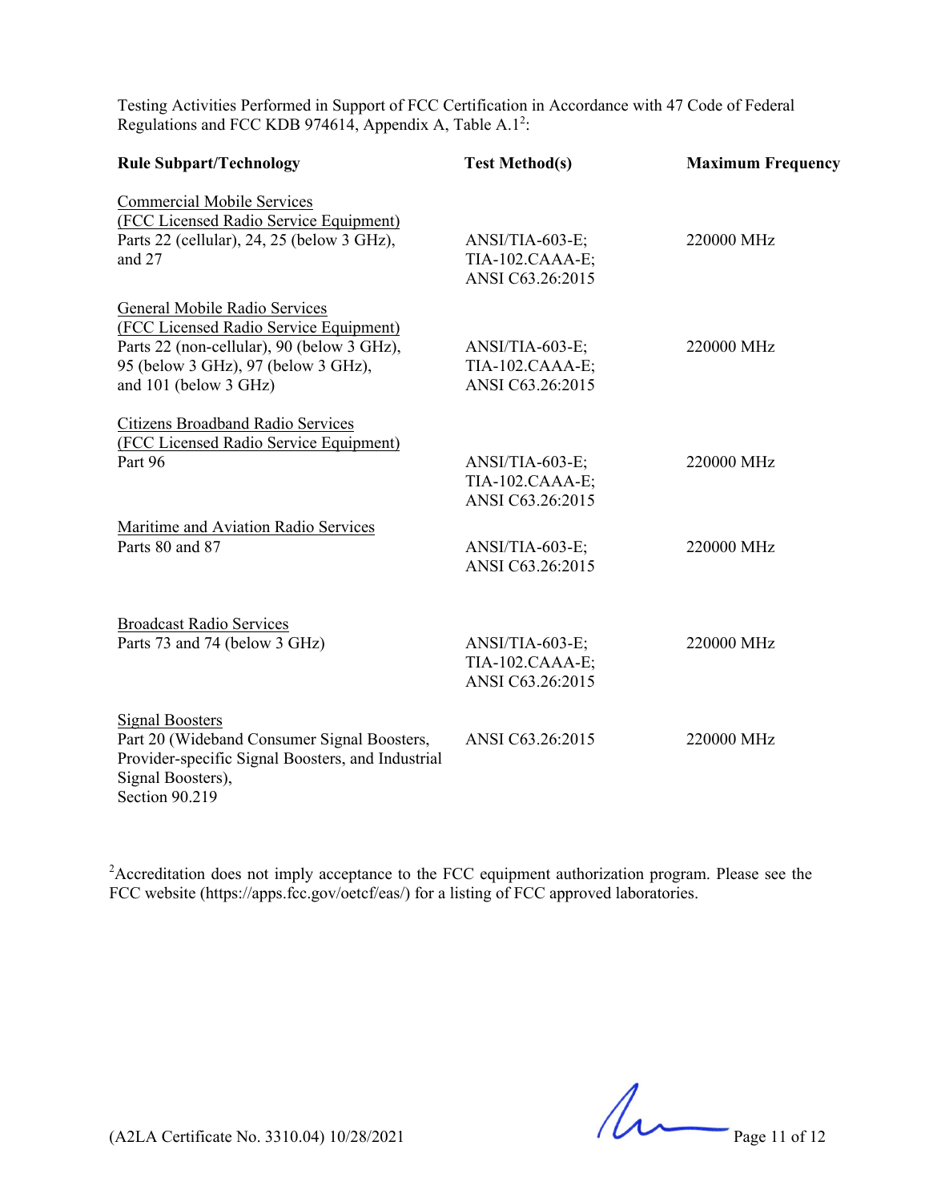Testing Activities Performed in Support of FCC Certification in Accordance with 47 Code of Federal Regulations and FCC KDB 974614, Appendix A, Table A.1[2]:

| Rule Subpart/Technology | Test Method(s) | Maximum Frequency |
|---|---|---|
| Commercial Mobile Services (FCC Licensed Radio Service Equipment) Parts 22 (cellular), 24, 25 (below 3 GHz), and 27 | ANSI/TIA-603-E; TIA-102.CAAA-E; ANSI C63.26:2015 | 220000 MHz |
| General Mobile Radio Services (FCC Licensed Radio Service Equipment) Parts 22 (non-cellular), 90 (below 3 GHz), 95 (below 3 GHz), 97 (below 3 GHz), and 101 (below 3 GHz) | ANSI/TIA-603-E; TIA-102.CAAA-E; ANSI C63.26:2015 | 220000 MHz |
| Citizens Broadband Radio Services (FCC Licensed Radio Service Equipment) Part 96 | ANSI/TIA-603-E; TIA-102.CAAA-E; ANSI C63.26:2015 | 220000 MHz |
| Maritime and Aviation Radio Services Parts 80 and 87 | ANSI/TIA-603-E; ANSI C63.26:2015 | 220000 MHz |
| Broadcast Radio Services Parts 73 and 74 (below 3 GHz) | ANSI/TIA-603-E; TIA-102.CAAA-E; ANSI C63.26:2015 | 220000 MHz |
| Signal Boosters Part 20 (Wideband Consumer Signal Boosters, Provider-specific Signal Boosters, and Industrial Signal Boosters), Section 90.219 | ANSI C63.26:2015 | 220000 MHz |

[2]Accreditation does not imply acceptance to the FCC equipment authorization program. Please see the FCC website (https://apps.fcc.gov/oetcf/eas/) for a listing of FCC approved laboratories.

(A2LA Certificate No. 3310.04) 10/28/2021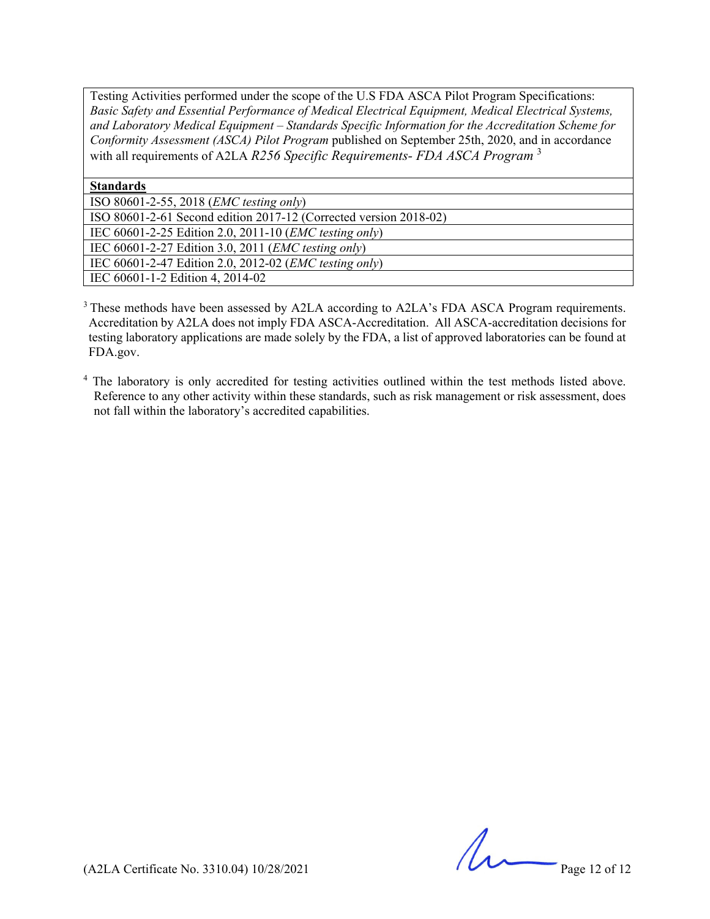Testing Activities performed under the scope of the U.S FDA ASCA Pilot Program Specifications: *Basic Safety and Essential Performance of Medical Electrical Equipment, Medical Electrical Systems, and Laboratory Medical Equipment – Standards Specific Information for the Accreditation Scheme for Conformity Assessment (ASCA) Pilot Program* published on September 25th, 2020, and in accordance with all requirements of A2LA *R256 Specific Requirements- FDA ASCA Program* [3]

| **Standards** |
|---|
| ISO 80601-2-55, 2018 (*EMC testing only*) |
| ISO 80601-2-61 Second edition 2017-12 (Corrected version 2018-02) |
| IEC 60601-2-25 Edition 2.0, 2011-10 (*EMC testing only*) |
| IEC 60601-2-27 Edition 3.0, 2011 (*EMC testing only*) |
| IEC 60601-2-47 Edition 2.0, 2012-02 (*EMC testing only*) |
| IEC 60601-1-2 Edition 4, 2014-02 |

[3] These methods have been assessed by A2LA according to A2LA's FDA ASCA Program requirements. Accreditation by A2LA does not imply FDA ASCA-Accreditation. All ASCA-accreditation decisions for testing laboratory applications are made solely by the FDA, a list of approved laboratories can be found at FDA.gov.

[4] The laboratory is only accredited for testing activities outlined within the test methods listed above. Reference to any other activity within these standards, such as risk management or risk assessment, does not fall within the laboratory's accredited capabilities.

(A2LA Certificate No. 3310.04) 10/28/2021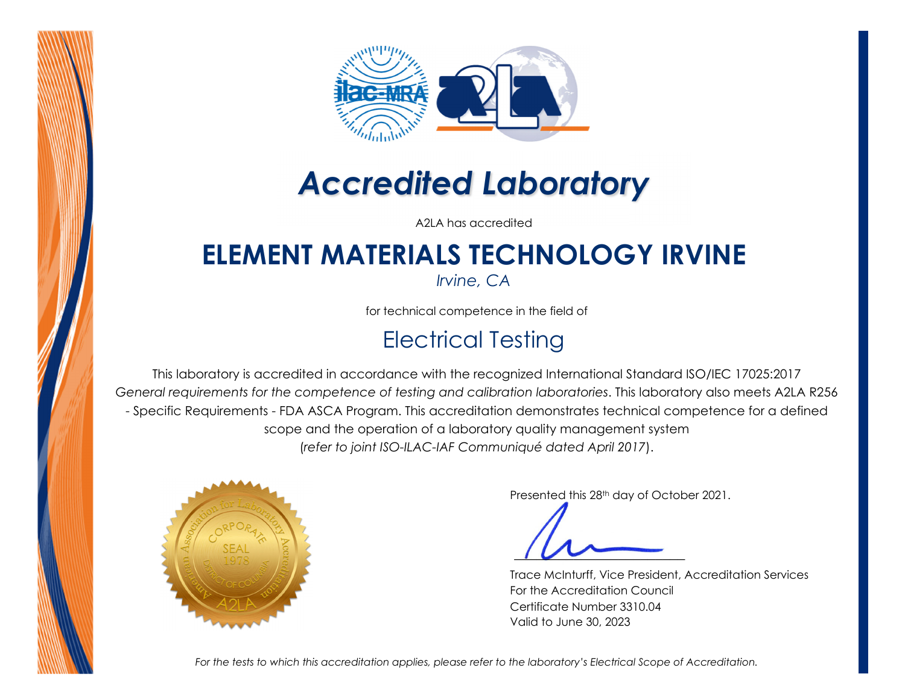# Accredited Laboratory

A2LA has accredited

## ELEMENT MATERIALS TECHNOLOGY IRVINE

*Irvine, CA*

for technical competence in the field of

## Electrical Testing

This laboratory is accredited in accordance with the recognized International Standard ISO/IEC 17025:2017 *General requirements for the competence of testing and calibration laboratories*. This laboratory also meets A2LA R256 - Specific Requirements - FDA ASCA Program. This accreditation demonstrates technical competence for a defined scope and the operation of a laboratory quality management system (*refer to joint ISO-ILAC-IAF Communiqué dated April 2017*).

Presented this 28th day of October 2021.

Trace McInturff, Vice President, Accreditation Services
For the Accreditation Council
Certificate Number 3310.04
Valid to June 30, 2023

*For the tests to which this accreditation applies, please refer to the laboratory's Electrical Scope of Accreditation.*